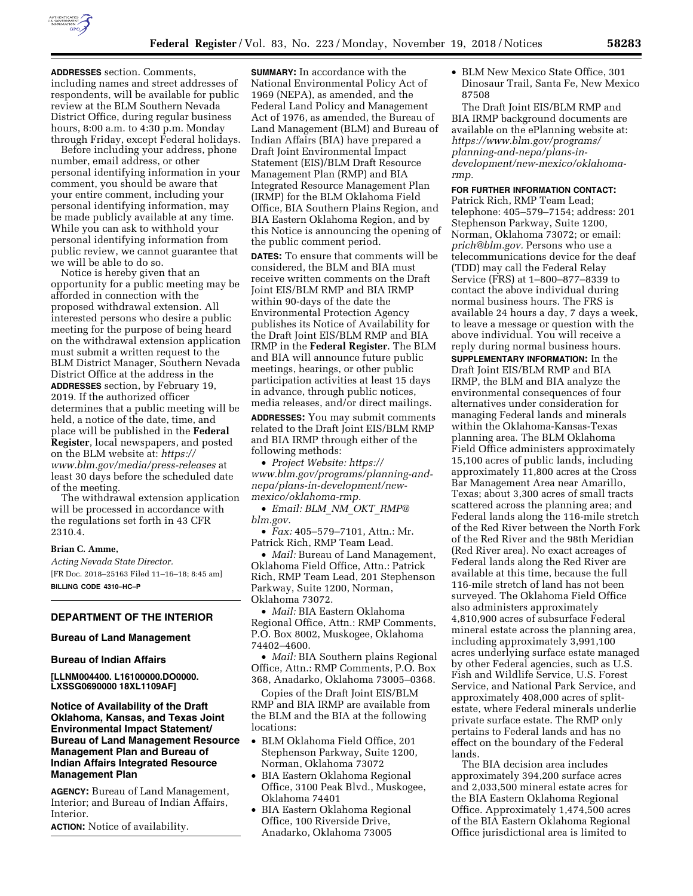**ADDRESSES** section. Comments, including names and street addresses of respondents, will be available for public review at the BLM Southern Nevada District Office, during regular business hours, 8:00 a.m. to 4:30 p.m. Monday through Friday, except Federal holidays.

Before including your address, phone number, email address, or other personal identifying information in your comment, you should be aware that your entire comment, including your personal identifying information, may be made publicly available at any time. While you can ask to withhold your personal identifying information from public review, we cannot guarantee that we will be able to do so.

Notice is hereby given that an opportunity for a public meeting may be afforded in connection with the proposed withdrawal extension. All interested persons who desire a public meeting for the purpose of being heard on the withdrawal extension application must submit a written request to the BLM District Manager, Southern Nevada District Office at the address in the **ADDRESSES** section, by February 19, 2019. If the authorized officer determines that a public meeting will be held, a notice of the date, time, and place will be published in the **Federal Register**, local newspapers, and posted on the BLM website at: *https://www.blm.gov/media/press-releases* at least 30 days before the scheduled date of the meeting.

The withdrawal extension application will be processed in accordance with the regulations set forth in 43 CFR 2310.4.

**Brian C. Amme,**

*Acting Nevada State Director.*

[FR Doc. 2018–25163 Filed 11–16–18; 8:45 am]

**BILLING CODE 4310–HC–P**

## DEPARTMENT OF THE INTERIOR

### Bureau of Land Management

### Bureau of Indian Affairs

**[LLNM004400. L16100000.DO0000. LXSSG0690000 18XL1109AF]**

### Notice of Availability of the Draft Oklahoma, Kansas, and Texas Joint Environmental Impact Statement/ Bureau of Land Management Resource Management Plan and Bureau of Indian Affairs Integrated Resource Management Plan

**AGENCY:** Bureau of Land Management, Interior; and Bureau of Indian Affairs, Interior.

**ACTION:** Notice of availability.

**SUMMARY:** In accordance with the National Environmental Policy Act of 1969 (NEPA), as amended, and the Federal Land Policy and Management Act of 1976, as amended, the Bureau of Land Management (BLM) and Bureau of Indian Affairs (BIA) have prepared a Draft Joint Environmental Impact Statement (EIS)/BLM Draft Resource Management Plan (RMP) and BIA Integrated Resource Management Plan (IRMP) for the BLM Oklahoma Field Office, BIA Southern Plains Region, and BIA Eastern Oklahoma Region, and by this Notice is announcing the opening of the public comment period.

**DATES:** To ensure that comments will be considered, the BLM and BIA must receive written comments on the Draft Joint EIS/BLM RMP and BIA IRMP within 90-days of the date the Environmental Protection Agency publishes its Notice of Availability for the Draft Joint EIS/BLM RMP and BIA IRMP in the **Federal Register**. The BLM and BIA will announce future public meetings, hearings, or other public participation activities at least 15 days in advance, through public notices, media releases, and/or direct mailings.

**ADDRESSES:** You may submit comments related to the Draft Joint EIS/BLM RMP and BIA IRMP through either of the following methods:

- *Project Website: https://www.blm.gov/programs/planning-and-nepa/plans-in-development/new-mexico/oklahoma-rmp.*
- *Email: BLM_NM_OKT_RMP@blm.gov.*
- *Fax:* 405–579–7101, Attn.: Mr. Patrick Rich, RMP Team Lead.
- *Mail:* Bureau of Land Management, Oklahoma Field Office, Attn.: Patrick Rich, RMP Team Lead, 201 Stephenson Parkway, Suite 1200, Norman, Oklahoma 73072.
- *Mail:* BIA Eastern Oklahoma Regional Office, Attn.: RMP Comments, P.O. Box 8002, Muskogee, Oklahoma 74402–4600.
- *Mail:* BIA Southern plains Regional Office, Attn.: RMP Comments, P.O. Box 368, Anadarko, Oklahoma 73005–0368.

Copies of the Draft Joint EIS/BLM RMP and BIA IRMP are available from the BLM and the BIA at the following locations:

- BLM Oklahoma Field Office, 201 Stephenson Parkway, Suite 1200, Norman, Oklahoma 73072
- BIA Eastern Oklahoma Regional Office, 3100 Peak Blvd., Muskogee, Oklahoma 74401
- BIA Eastern Oklahoma Regional Office, 100 Riverside Drive, Anadarko, Oklahoma 73005
- BLM New Mexico State Office, 301 Dinosaur Trail, Santa Fe, New Mexico 87508

The Draft Joint EIS/BLM RMP and BIA IRMP background documents are available on the ePlanning website at: *https://www.blm.gov/programs/planning-and-nepa/plans-in-development/new-mexico/oklahoma-rmp.*

**FOR FURTHER INFORMATION CONTACT:** Patrick Rich, RMP Team Lead; telephone: 405–579–7154; address: 201 Stephenson Parkway, Suite 1200, Norman, Oklahoma 73072; or email: *prich@blm.gov.* Persons who use a telecommunications device for the deaf (TDD) may call the Federal Relay Service (FRS) at 1–800–877–8339 to contact the above individual during normal business hours. The FRS is available 24 hours a day, 7 days a week, to leave a message or question with the above individual. You will receive a reply during normal business hours.

**SUPPLEMENTARY INFORMATION:** In the Draft Joint EIS/BLM RMP and BIA IRMP, the BLM and BIA analyze the environmental consequences of four alternatives under consideration for managing Federal lands and minerals within the Oklahoma-Kansas-Texas planning area. The BLM Oklahoma Field Office administers approximately 15,100 acres of public lands, including approximately 11,800 acres at the Cross Bar Management Area near Amarillo, Texas; about 3,300 acres of small tracts scattered across the planning area; and Federal lands along the 116-mile stretch of the Red River between the North Fork of the Red River and the 98th Meridian (Red River area). No exact acreages of Federal lands along the Red River are available at this time, because the full 116-mile stretch of land has not been surveyed. The Oklahoma Field Office also administers approximately 4,810,900 acres of subsurface Federal mineral estate across the planning area, including approximately 3,991,100 acres underlying surface estate managed by other Federal agencies, such as U.S. Fish and Wildlife Service, U.S. Forest Service, and National Park Service, and approximately 408,000 acres of split-estate, where Federal minerals underlie private surface estate. The RMP only pertains to Federal lands and has no effect on the boundary of the Federal lands.

The BIA decision area includes approximately 394,200 surface acres and 2,033,500 mineral estate acres for the BIA Eastern Oklahoma Regional Office. Approximately 1,474,500 acres of the BIA Eastern Oklahoma Regional Office jurisdictional area is limited to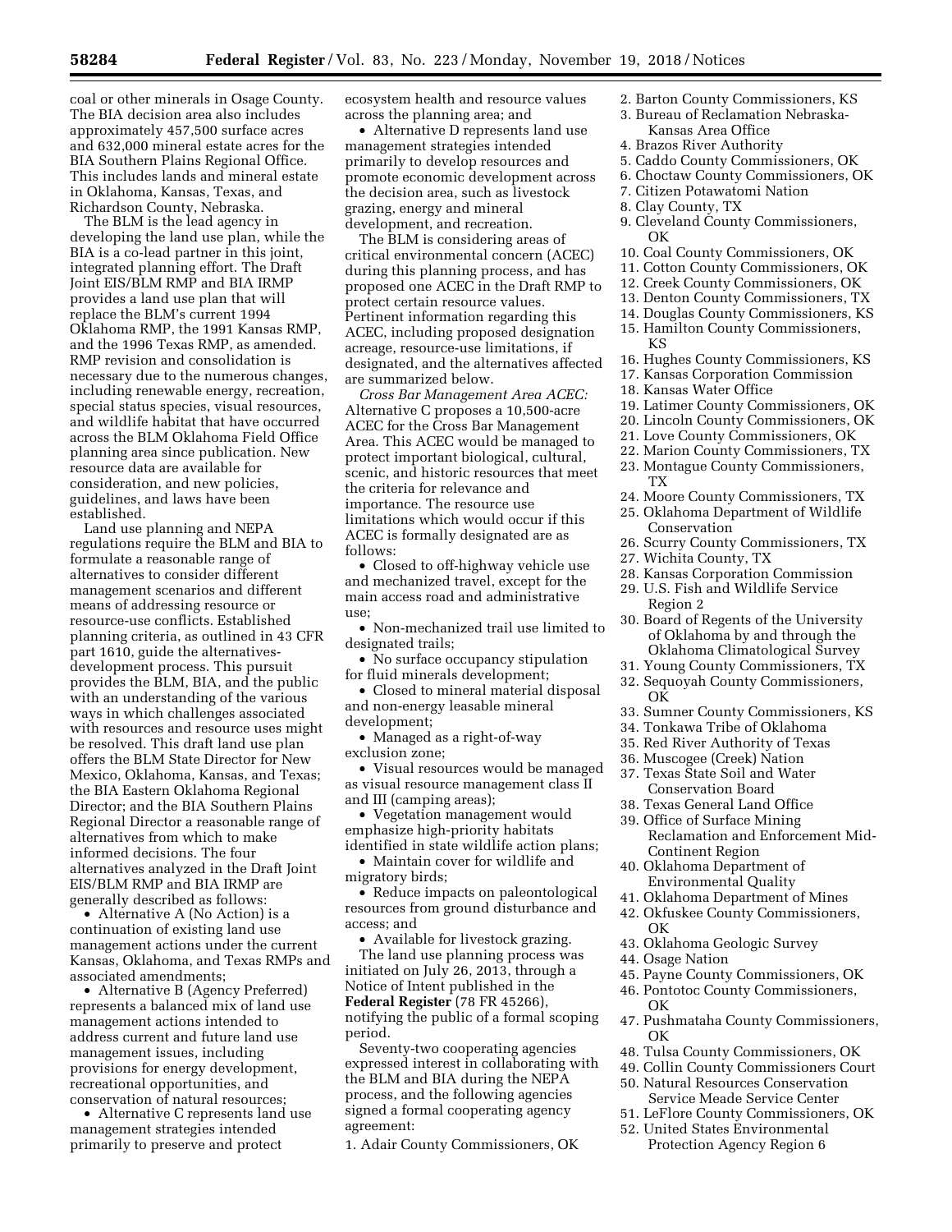coal or other minerals in Osage County. The BIA decision area also includes approximately 457,500 surface acres and 632,000 mineral estate acres for the BIA Southern Plains Regional Office. This includes lands and mineral estate in Oklahoma, Kansas, Texas, and Richardson County, Nebraska.

The BLM is the lead agency in developing the land use plan, while the BIA is a co-lead partner in this joint, integrated planning effort. The Draft Joint EIS/BLM RMP and BIA IRMP provides a land use plan that will replace the BLM's current 1994 Oklahoma RMP, the 1991 Kansas RMP, and the 1996 Texas RMP, as amended. RMP revision and consolidation is necessary due to the numerous changes, including renewable energy, recreation, special status species, visual resources, and wildlife habitat that have occurred across the BLM Oklahoma Field Office planning area since publication. New resource data are available for consideration, and new policies, guidelines, and laws have been established.

Land use planning and NEPA regulations require the BLM and BIA to formulate a reasonable range of alternatives to consider different management scenarios and different means of addressing resource or resource-use conflicts. Established planning criteria, as outlined in 43 CFR part 1610, guide the alternatives-development process. This pursuit provides the BLM, BIA, and the public with an understanding of the various ways in which challenges associated with resources and resource uses might be resolved. This draft land use plan offers the BLM State Director for New Mexico, Oklahoma, Kansas, and Texas; the BIA Eastern Oklahoma Regional Director; and the BIA Southern Plains Regional Director a reasonable range of alternatives from which to make informed decisions. The four alternatives analyzed in the Draft Joint EIS/BLM RMP and BIA IRMP are generally described as follows:

- Alternative A (No Action) is a continuation of existing land use management actions under the current Kansas, Oklahoma, and Texas RMPs and associated amendments;
- Alternative B (Agency Preferred) represents a balanced mix of land use management actions intended to address current and future land use management issues, including provisions for energy development, recreational opportunities, and conservation of natural resources;
- Alternative C represents land use management strategies intended primarily to preserve and protect ecosystem health and resource values across the planning area; and
- Alternative D represents land use management strategies intended primarily to develop resources and promote economic development across the decision area, such as livestock grazing, energy and mineral development, and recreation.

The BLM is considering areas of critical environmental concern (ACEC) during this planning process, and has proposed one ACEC in the Draft RMP to protect certain resource values. Pertinent information regarding this ACEC, including proposed designation acreage, resource-use limitations, if designated, and the alternatives affected are summarized below.

*Cross Bar Management Area ACEC:* Alternative C proposes a 10,500-acre ACEC for the Cross Bar Management Area. This ACEC would be managed to protect important biological, cultural, scenic, and historic resources that meet the criteria for relevance and importance. The resource use limitations which would occur if this ACEC is formally designated are as follows:

- Closed to off-highway vehicle use and mechanized travel, except for the main access road and administrative use;
- Non-mechanized trail use limited to designated trails;
- No surface occupancy stipulation for fluid minerals development;
- Closed to mineral material disposal and non-energy leasable mineral development;
- Managed as a right-of-way exclusion zone;
- Visual resources would be managed as visual resource management class II and III (camping areas);
- Vegetation management would emphasize high-priority habitats identified in state wildlife action plans;
- Maintain cover for wildlife and migratory birds;
- Reduce impacts on paleontological resources from ground disturbance and access; and
- Available for livestock grazing.

The land use planning process was initiated on July 26, 2013, through a Notice of Intent published in the **Federal Register** (78 FR 45266), notifying the public of a formal scoping period.

Seventy-two cooperating agencies expressed interest in collaborating with the BLM and BIA during the NEPA process, and the following agencies signed a formal cooperating agency agreement:

1. Adair County Commissioners, OK
2. Barton County Commissioners, KS
3. Bureau of Reclamation Nebraska-Kansas Area Office
4. Brazos River Authority
5. Caddo County Commissioners, OK
6. Choctaw County Commissioners, OK
7. Citizen Potawatomi Nation
8. Clay County, TX
9. Cleveland County Commissioners, OK
10. Coal County Commissioners, OK
11. Cotton County Commissioners, OK
12. Creek County Commissioners, OK
13. Denton County Commissioners, TX
14. Douglas County Commissioners, KS
15. Hamilton County Commissioners, KS
16. Hughes County Commissioners, KS
17. Kansas Corporation Commission
18. Kansas Water Office
19. Latimer County Commissioners, OK
20. Lincoln County Commissioners, OK
21. Love County Commissioners, OK
22. Marion County Commissioners, TX
23. Montague County Commissioners, TX
24. Moore County Commissioners, TX
25. Oklahoma Department of Wildlife Conservation
26. Scurry County Commissioners, TX
27. Wichita County, TX
28. Kansas Corporation Commission
29. U.S. Fish and Wildlife Service Region 2
30. Board of Regents of the University of Oklahoma by and through the Oklahoma Climatological Survey
31. Young County Commissioners, TX
32. Sequoyah County Commissioners, OK
33. Sumner County Commissioners, KS
34. Tonkawa Tribe of Oklahoma
35. Red River Authority of Texas
36. Muscogee (Creek) Nation
37. Texas State Soil and Water Conservation Board
38. Texas General Land Office
39. Office of Surface Mining Reclamation and Enforcement Mid-Continent Region
40. Oklahoma Department of Environmental Quality
41. Oklahoma Department of Mines
42. Okfuskee County Commissioners, OK
43. Oklahoma Geologic Survey
44. Osage Nation
45. Payne County Commissioners, OK
46. Pontotoc County Commissioners, OK
47. Pushmataha County Commissioners, OK
48. Tulsa County Commissioners, OK
49. Collin County Commissioners Court
50. Natural Resources Conservation Service Meade Service Center
51. LeFlore County Commissioners, OK
52. United States Environmental Protection Agency Region 6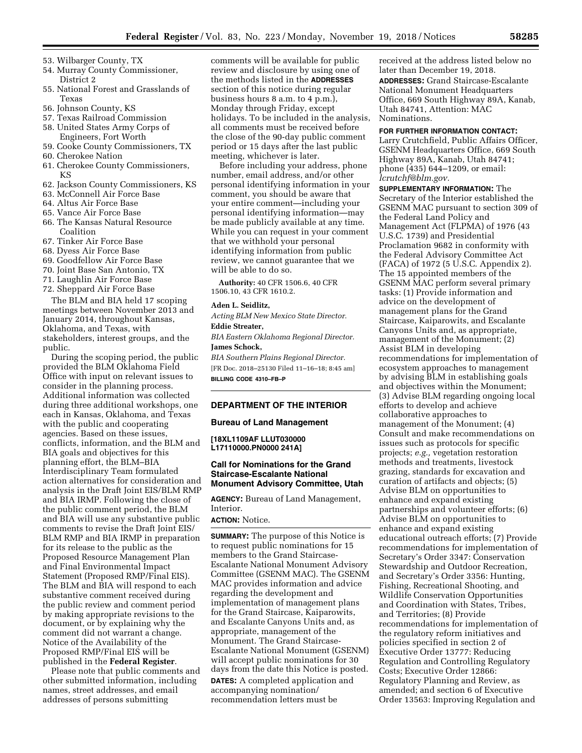53. Wilbarger County, TX
54. Murray County Commissioner, District 2
55. National Forest and Grasslands of Texas
56. Johnson County, KS
57. Texas Railroad Commission
58. United States Army Corps of Engineers, Fort Worth
59. Cooke County Commissioners, TX
60. Cherokee Nation
61. Cherokee County Commissioners, KS
62. Jackson County Commissioners, KS
63. McConnell Air Force Base
64. Altus Air Force Base
65. Vance Air Force Base
66. The Kansas Natural Resource Coalition
67. Tinker Air Force Base
68. Dyess Air Force Base
69. Goodfellow Air Force Base
70. Joint Base San Antonio, TX
71. Laughlin Air Force Base
72. Sheppard Air Force Base

The BLM and BIA held 17 scoping meetings between November 2013 and January 2014, throughout Kansas, Oklahoma, and Texas, with stakeholders, interest groups, and the public.

During the scoping period, the public provided the BLM Oklahoma Field Office with input on relevant issues to consider in the planning process. Additional information was collected during three additional workshops, one each in Kansas, Oklahoma, and Texas with the public and cooperating agencies. Based on these issues, conflicts, information, and the BLM and BIA goals and objectives for this planning effort, the BLM–BIA Interdisciplinary Team formulated action alternatives for consideration and analysis in the Draft Joint EIS/BLM RMP and BIA IRMP. Following the close of the public comment period, the BLM and BIA will use any substantive public comments to revise the Draft Joint EIS/BLM RMP and BIA IRMP in preparation for its release to the public as the Proposed Resource Management Plan and Final Environmental Impact Statement (Proposed RMP/Final EIS). The BLM and BIA will respond to each substantive comment received during the public review and comment period by making appropriate revisions to the document, or by explaining why the comment did not warrant a change. Notice of the Availability of the Proposed RMP/Final EIS will be published in the **Federal Register**.

Please note that public comments and other submitted information, including names, street addresses, and email addresses of persons submitting comments will be available for public review and disclosure by using one of the methods listed in the **ADDRESSES** section of this notice during regular business hours 8 a.m. to 4 p.m.), Monday through Friday, except holidays. To be included in the analysis, all comments must be received before the close of the 90-day public comment period or 15 days after the last public meeting, whichever is later.

Before including your address, phone number, email address, and/or other personal identifying information in your comment, you should be aware that your entire comment—including your personal identifying information—may be made publicly available at any time. While you can request in your comment that we withhold your personal identifying information from public review, we cannot guarantee that we will be able to do so.

**Authority:** 40 CFR 1506.6, 40 CFR 1506.10, 43 CFR 1610.2.

**Aden L. Seidlitz,**

*Acting BLM New Mexico State Director.*

**Eddie Streater,**

*BIA Eastern Oklahoma Regional Director.*

**James Schock,**

*BIA Southern Plains Regional Director.*

[FR Doc. 2018–25130 Filed 11–16–18; 8:45 am]

**BILLING CODE 4310–FB–P**

## DEPARTMENT OF THE INTERIOR

### Bureau of Land Management

**[18XL1109AF LLUT030000 L17110000.PN0000 241A]**

### Call for Nominations for the Grand Staircase-Escalante National Monument Advisory Committee, Utah

**AGENCY:** Bureau of Land Management, Interior.

**ACTION:** Notice.

**SUMMARY:** The purpose of this Notice is to request public nominations for 15 members to the Grand Staircase-Escalante National Monument Advisory Committee (GSENM MAC). The GSENM MAC provides information and advice regarding the development and implementation of management plans for the Grand Staircase, Kaiparowits, and Escalante Canyons Units and, as appropriate, management of the Monument. The Grand Staircase-Escalante National Monument (GSENM) will accept public nominations for 30 days from the date this Notice is posted.

**DATES:** A completed application and accompanying nomination/recommendation letters must be received at the address listed below no later than December 19, 2018.

**ADDRESSES:** Grand Staircase-Escalante National Monument Headquarters Office, 669 South Highway 89A, Kanab, Utah 84741, Attention: MAC Nominations.

**FOR FURTHER INFORMATION CONTACT:** Larry Crutchfield, Public Affairs Officer, GSENM Headquarters Office, 669 South Highway 89A, Kanab, Utah 84741; phone (435) 644–1209, or email: *lcrutchf@blm.gov.*

**SUPPLEMENTARY INFORMATION:** The Secretary of the Interior established the GSENM MAC pursuant to section 309 of the Federal Land Policy and Management Act (FLPMA) of 1976 (43 U.S.C. 1739) and Presidential Proclamation 9682 in conformity with the Federal Advisory Committee Act (FACA) of 1972 (5 U.S.C. Appendix 2). The 15 appointed members of the GSENM MAC perform several primary tasks: (1) Provide information and advice on the development of management plans for the Grand Staircase, Kaiparowits, and Escalante Canyons Units and, as appropriate, management of the Monument; (2) Assist BLM in developing recommendations for implementation of ecosystem approaches to management by advising BLM in establishing goals and objectives within the Monument; (3) Advise BLM regarding ongoing local efforts to develop and achieve collaborative approaches to management of the Monument; (4) Consult and make recommendations on issues such as protocols for specific projects; *e.g.,* vegetation restoration methods and treatments, livestock grazing, standards for excavation and curation of artifacts and objects; (5) Advise BLM on opportunities to enhance and expand existing partnerships and volunteer efforts; (6) Advise BLM on opportunities to enhance and expand existing educational outreach efforts; (7) Provide recommendations for implementation of Secretary's Order 3347: Conservation Stewardship and Outdoor Recreation, and Secretary's Order 3356: Hunting, Fishing, Recreational Shooting, and Wildlife Conservation Opportunities and Coordination with States, Tribes, and Territories; (8) Provide recommendations for implementation of the regulatory reform initiatives and policies specified in section 2 of Executive Order 13777: Reducing Regulation and Controlling Regulatory Costs; Executive Order 12866: Regulatory Planning and Review, as amended; and section 6 of Executive Order 13563: Improving Regulation and